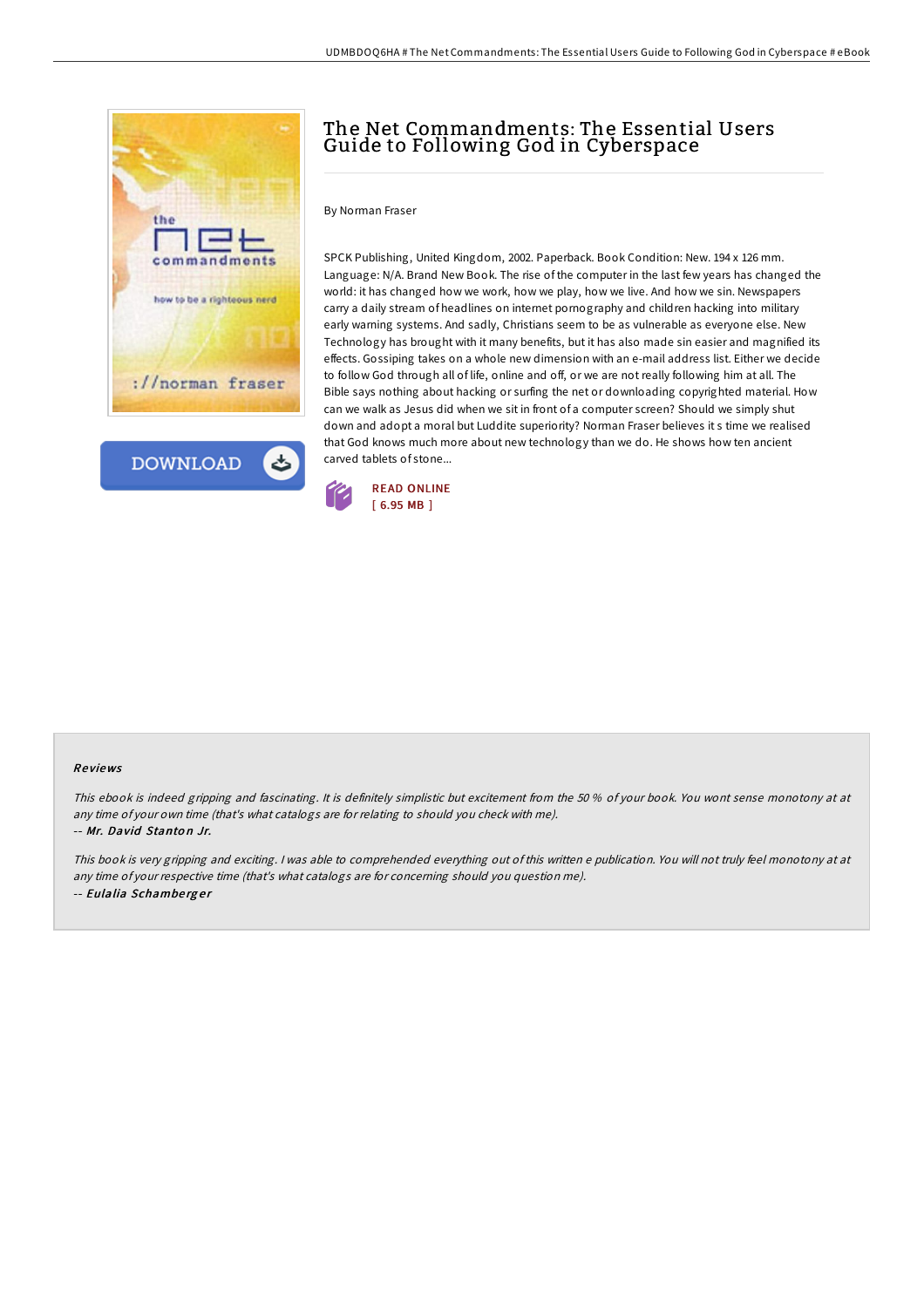# The Net Commandments: The Essential Users Guide to Following God in Cyberspace

By Norman Fraser

SPCK Publishing, United Kingdom, 2002. Paperback. Book Condition: New. 194 x 126 mm. Language: N/A. Brand New Book. The rise of the computer in the last few years has changed the world: it has changed how we work, how we play, how we live. And how we sin. Newspapers carry a daily stream of headlines on internet pornography and children hacking into military early warning systems. And sadly, Christians seem to be as vulnerable as everyone else. New Technology has brought with it many benefits, but it has also made sin easier and magnified its effects. Gossiping takes on a whole new dimension with an e-mail address list. Either we decide to follow God through all of life, online and off, or we are not really following him at all. The Bible says nothing about hacking or surfing the net or downloading copyrighted material. How can we walk as Jesus did when we sit in front of a computer screen? Should we simply shut down and adopt a moral but Luddite superiority? Norman Fraser believes it s time we realised that God knows much more about new technology than we do. He shows how ten ancient carved tablets of stone...

READ ONLINE
[ 6.95 MB ]

## Reviews

*This ebook is indeed gripping and fascinating. It is definitely simplistic but excitement from the 50 % of your book. You wont sense monotony at at any time of your own time (that's what catalogs are for relating to should you check with me).*

-- ***Mr. David Stanton Jr.***

*This book is very gripping and exciting. I was able to comprehended everything out of this written e publication. You will not truly feel monotony at at any time of your respective time (that's what catalogs are for concerning should you question me).*

-- ***Eulalia Schamberger***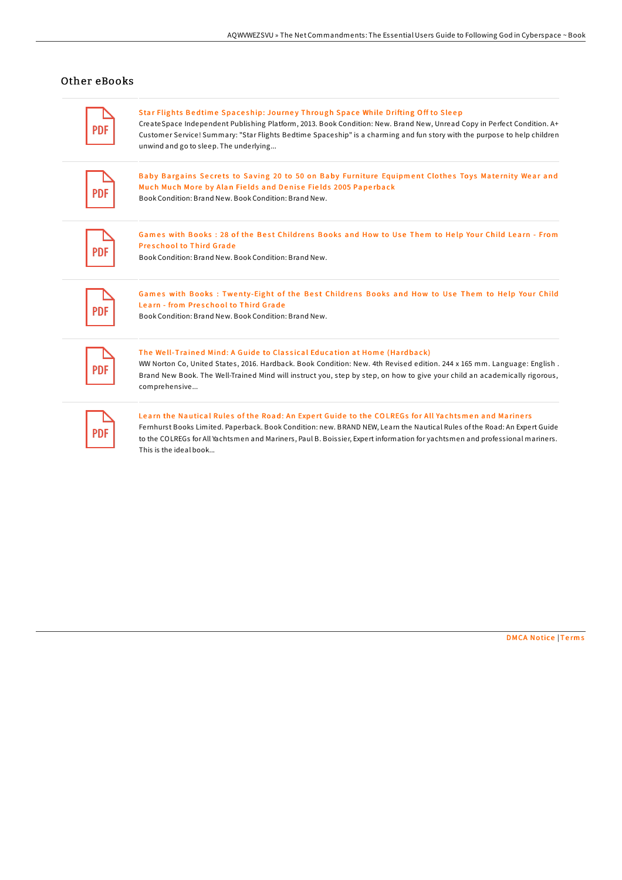## Other eBooks

PDF

**Star Flights Bedtime Spaceship: Journey Through Space While Drifting Off to Sleep**

CreateSpace Independent Publishing Platform, 2013. Book Condition: New. Brand New, Unread Copy in Perfect Condition. A+ Customer Service! Summary: "Star Flights Bedtime Spaceship" is a charming and fun story with the purpose to help children unwind and go to sleep. The underlying...

PDF

**Baby Bargains Secrets to Saving 20 to 50 on Baby Furniture Equipment Clothes Toys Maternity Wear and Much Much More by Alan Fields and Denise Fields 2005 Paperback**

Book Condition: Brand New. Book Condition: Brand New.

PDF

**Games with Books : 28 of the Best Childrens Books and How to Use Them to Help Your Child Learn - From Preschool to Third Grade**

Book Condition: Brand New. Book Condition: Brand New.

PDF

**Games with Books : Twenty-Eight of the Best Childrens Books and How to Use Them to Help Your Child Learn - from Preschool to Third Grade**

Book Condition: Brand New. Book Condition: Brand New.

PDF

**The Well-Trained Mind: A Guide to Classical Education at Home (Hardback)**

WW Norton Co, United States, 2016. Hardback. Book Condition: New. 4th Revised edition. 244 x 165 mm. Language: English . Brand New Book. The Well-Trained Mind will instruct you, step by step, on how to give your child an academically rigorous, comprehensive...

PDF

**Learn the Nautical Rules of the Road: An Expert Guide to the COLREGs for All Yachtsmen and Mariners**

Fernhurst Books Limited. Paperback. Book Condition: new. BRAND NEW, Learn the Nautical Rules of the Road: An Expert Guide to the COLREGs for All Yachtsmen and Mariners, Paul B. Boissier, Expert information for yachtsmen and professional mariners. This is the ideal book...

DMCA Notice | Terms